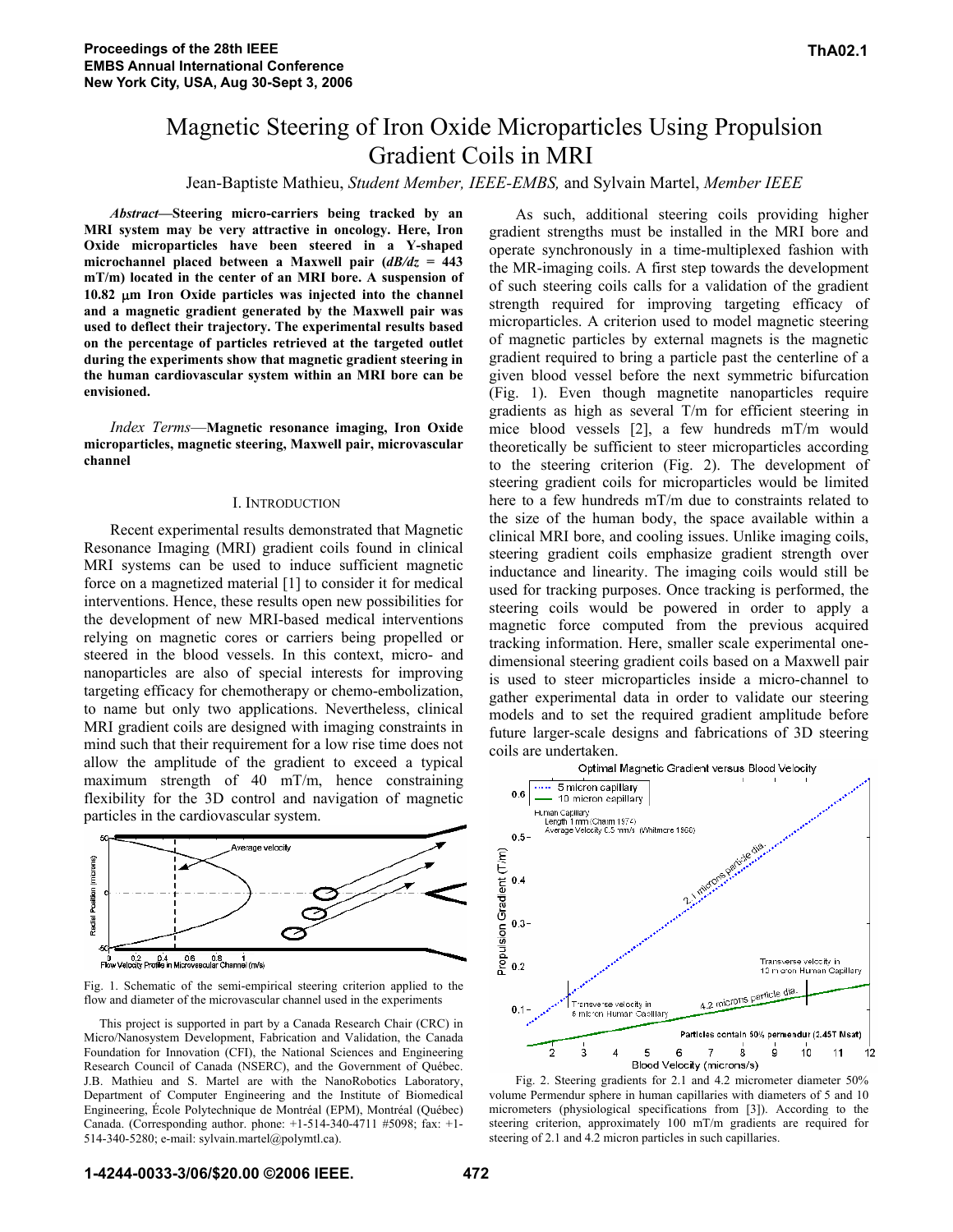# Magnetic Steering of Iron Oxide Microparticles Using Propulsion Gradient Coils in MRI

Jean-Baptiste Mathieu, *Student Member, IEEE-EMBS,* and Sylvain Martel, *Member IEEE*

***Abstract*—Steering micro-carriers being tracked by an MRI system may be very attractive in oncology. Here, Iron Oxide microparticles have been steered in a Y-shaped microchannel placed between a Maxwell pair (*dB/dz* = 443 mT/m) located in the center of an MRI bore. A suspension of 10.82 μm Iron Oxide particles was injected into the channel and a magnetic gradient generated by the Maxwell pair was used to deflect their trajectory. The experimental results based on the percentage of particles retrieved at the targeted outlet during the experiments show that magnetic gradient steering in the human cardiovascular system within an MRI bore can be envisioned.**

*Index Terms*—**Magnetic resonance imaging, Iron Oxide microparticles, magnetic steering, Maxwell pair, microvascular channel**

## I. Introduction

Recent experimental results demonstrated that Magnetic Resonance Imaging (MRI) gradient coils found in clinical MRI systems can be used to induce sufficient magnetic force on a magnetized material [1] to consider it for medical interventions. Hence, these results open new possibilities for the development of new MRI-based medical interventions relying on magnetic cores or carriers being propelled or steered in the blood vessels. In this context, micro- and nanoparticles are also of special interests for improving targeting efficacy for chemotherapy or chemo-embolization, to name but only two applications. Nevertheless, clinical MRI gradient coils are designed with imaging constraints in mind such that their requirement for a low rise time does not allow the amplitude of the gradient to exceed a typical maximum strength of 40 mT/m, hence constraining flexibility for the 3D control and navigation of magnetic particles in the cardiovascular system.

Average velocity

Radial Position (microns)

50

0

-50

0 0.2 0.4 0.6 0.8 1

Flow Velocity Profile in Microvascular Channel (m/s)

Fig. 1. Schematic of the semi-empirical steering criterion applied to the flow and diameter of the microvascular channel used in the experiments

This project is supported in part by a Canada Research Chair (CRC) in Micro/Nanosystem Development, Fabrication and Validation, the Canada Foundation for Innovation (CFI), the National Sciences and Engineering Research Council of Canada (NSERC), and the Government of Québec. J.B. Mathieu and S. Martel are with the NanoRobotics Laboratory, Department of Computer Engineering and the Institute of Biomedical Engineering, École Polytechnique de Montréal (EPM), Montréal (Québec) Canada. (Corresponding author. phone: +1-514-340-4711 #5098; fax: +1-514-340-5280; e-mail: sylvain.martel@polymtl.ca).

As such, additional steering coils providing higher gradient strengths must be installed in the MRI bore and operate synchronously in a time-multiplexed fashion with the MR-imaging coils. A first step towards the development of such steering coils calls for a validation of the gradient strength required for improving targeting efficacy of microparticles. A criterion used to model magnetic steering of magnetic particles by external magnets is the magnetic gradient required to bring a particle past the centerline of a given blood vessel before the next symmetric bifurcation (Fig. 1). Even though magnetite nanoparticles require gradients as high as several T/m for efficient steering in mice blood vessels [2], a few hundreds mT/m would theoretically be sufficient to steer microparticles according to the steering criterion (Fig. 2). The development of steering gradient coils for microparticles would be limited here to a few hundreds mT/m due to constraints related to the size of the human body, the space available within a clinical MRI bore, and cooling issues. Unlike imaging coils, steering gradient coils emphasize gradient strength over inductance and linearity. The imaging coils would still be used for tracking purposes. Once tracking is performed, the steering coils would be powered in order to apply a magnetic force computed from the previous acquired tracking information. Here, smaller scale experimental one-dimensional steering gradient coils based on a Maxwell pair is used to steer microparticles inside a micro-channel to gather experimental data in order to validate our steering models and to set the required gradient amplitude before future larger-scale designs and fabrications of 3D steering coils are undertaken.

Optimal Magnetic Gradient versus Blood Velocity

5 micron capillary

10 micron capillary

Human Capillary
Length 1 mm (Chaim 1974)
Average Velocity 0.5 mm/s (Whitmore 1960)

2.1 microns particle dia.

4.2 microns particle dia.

Transverse velocity in 10 micron Human Capillary

Transverse velocity in 5 micron Human Capillary

Particles contain 50% permendur (2.45T Msat)

Propulsion Gradient (T/m)

0.1 0.2 0.3 0.4 0.5 0.6

Blood Velocity (microns/s)

2 3 4 5 6 7 8 9 10 11 12

Fig. 2. Steering gradients for 2.1 and 4.2 micrometer diameter 50% volume Permendur sphere in human capillaries with diameters of 5 and 10 micrometers (physiological specifications from [3]). According to the steering criterion, approximately 100 mT/m gradients are required for steering of 2.1 and 4.2 micron particles in such capillaries.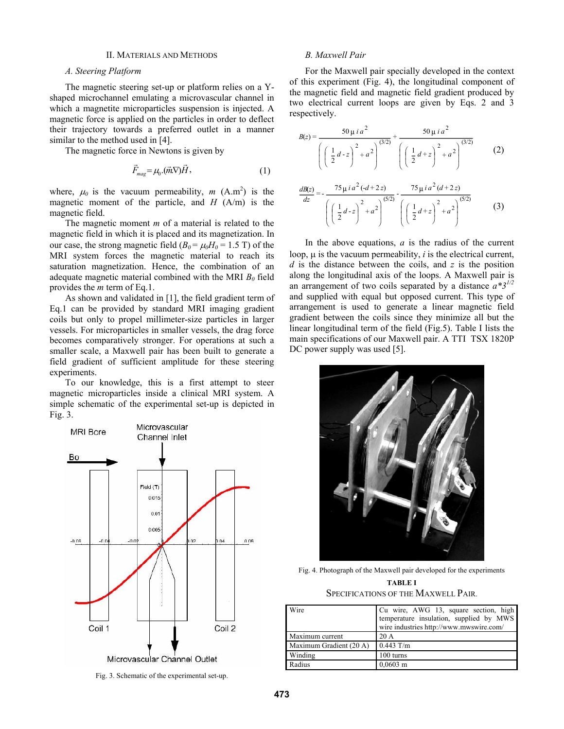## II. Materials and Methods

### A. Steering Platform

The magnetic steering set-up or platform relies on a Y-shaped microchannel emulating a microvascular channel in which a magnetite microparticles suspension is injected. A magnetic force is applied on the particles in order to deflect their trajectory towards a preferred outlet in a manner similar to the method used in [4].

The magnetic force in Newtons is given by

$$\vec{F}_{mag} = \mu_0 . (\vec{m}\nabla)\vec{H}, \quad (1)$$

where, $\mu_0$ is the vacuum permeability, $m$ (A.m$^2$) is the magnetic moment of the particle, and $H$ (A/m) is the magnetic field.

The magnetic moment $m$ of a material is related to the magnetic field in which it is placed and its magnetization. In our case, the strong magnetic field ($B_0 = \mu_0 H_0 = 1.5$ T) of the MRI system forces the magnetic material to reach its saturation magnetization. Hence, the combination of an adequate magnetic material combined with the MRI $B_0$ field provides the $m$ term of Eq.1.

As shown and validated in [1], the field gradient term of Eq.1 can be provided by standard MRI imaging gradient coils but only to propel millimeter-size particles in larger vessels. For microparticles in smaller vessels, the drag force becomes comparatively stronger. For operations at such a smaller scale, a Maxwell pair has been built to generate a field gradient of sufficient amplitude for these steering experiments.

To our knowledge, this is a first attempt to steer magnetic microparticles inside a clinical MRI system. A simple schematic of the experimental set-up is depicted in Fig. 3.

Fig. 3. Schematic of the experimental set-up.

### B. Maxwell Pair

For the Maxwell pair specially developed in the context of this experiment (Fig. 4), the longitudinal component of the magnetic field and magnetic field gradient produced by two electrical current loops are given by Eqs. 2 and 3 respectively.

$$B(z) = \frac{50\,\mu\, i\, a^2}{\left(\left(\frac{1}{2}d - z\right)^2 + a^2\right)^{(3/2)}} + \frac{50\,\mu\, i\, a^2}{\left(\left(\frac{1}{2}d + z\right)^2 + a^2\right)^{(3/2)}} \quad (2)$$

$$\frac{dB(z)}{dz} = -\frac{75\,\mu\, i\, a^2(-d + 2z)}{\left(\left(\frac{1}{2}d - z\right)^2 + a^2\right)^{(5/2)}} - \frac{75\,\mu\, i\, a^2(d + 2z)}{\left(\left(\frac{1}{2}d + z\right)^2 + a^2\right)^{(5/2)}} \quad (3)$$

In the above equations, $a$ is the radius of the current loop, $\mu$ is the vacuum permeability, $i$ is the electrical current, $d$ is the distance between the coils, and $z$ is the position along the longitudinal axis of the loops. A Maxwell pair is an arrangement of two coils separated by a distance $a*3^{1/2}$ and supplied with equal but opposed current. This type of arrangement is used to generate a linear magnetic field gradient between the coils since they minimize all but the linear longitudinal term of the field (Fig.5). Table I lists the main specifications of our Maxwell pair. A TTI TSX 1820P DC power supply was used [5].

Fig. 4. Photograph of the Maxwell pair developed for the experiments

**TABLE I**
Specifications of the Maxwell Pair.

| | |
|---|---|
| Wire | Cu wire, AWG 13, square section, high temperature insulation, supplied by MWS wire industries http://www.mwswire.com/ |
| Maximum current | 20 A |
| Maximum Gradient (20 A) | 0.443 T/m |
| Winding | 100 turns |
| Radius | 0,0603 m |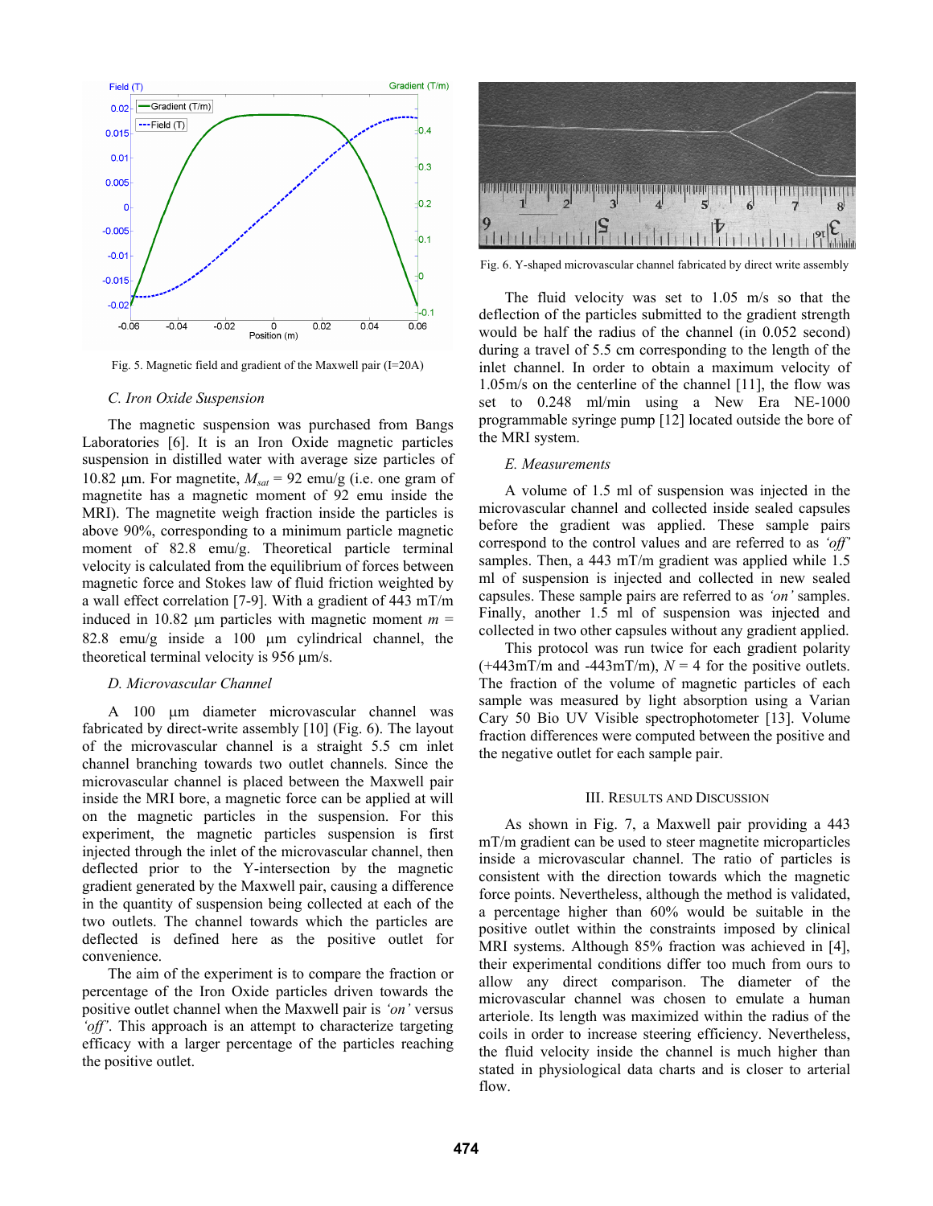Fig. 5. Magnetic field and gradient of the Maxwell pair (I=20A)

### C. Iron Oxide Suspension

The magnetic suspension was purchased from Bangs Laboratories [6]. It is an Iron Oxide magnetic particles suspension in distilled water with average size particles of 10.82 µm. For magnetite, $M_{sat}$ = 92 emu/g (i.e. one gram of magnetite has a magnetic moment of 92 emu inside the MRI). The magnetite weigh fraction inside the particles is above 90%, corresponding to a minimum particle magnetic moment of 82.8 emu/g. Theoretical particle terminal velocity is calculated from the equilibrium of forces between magnetic force and Stokes law of fluid friction weighted by a wall effect correlation [7-9]. With a gradient of 443 mT/m induced in 10.82 µm particles with magnetic moment $m$ = 82.8 emu/g inside a 100 µm cylindrical channel, the theoretical terminal velocity is 956 µm/s.

### D. Microvascular Channel

A 100 µm diameter microvascular channel was fabricated by direct-write assembly [10] (Fig. 6). The layout of the microvascular channel is a straight 5.5 cm inlet channel branching towards two outlet channels. Since the microvascular channel is placed between the Maxwell pair inside the MRI bore, a magnetic force can be applied at will on the magnetic particles in the suspension. For this experiment, the magnetic particles suspension is first injected through the inlet of the microvascular channel, then deflected prior to the Y-intersection by the magnetic gradient generated by the Maxwell pair, causing a difference in the quantity of suspension being collected at each of the two outlets. The channel towards which the particles are deflected is defined here as the positive outlet for convenience.

The aim of the experiment is to compare the fraction or percentage of the Iron Oxide particles driven towards the positive outlet channel when the Maxwell pair is *'on'* versus *'off'*. This approach is an attempt to characterize targeting efficacy with a larger percentage of the particles reaching the positive outlet.

Fig. 6. Y-shaped microvascular channel fabricated by direct write assembly

The fluid velocity was set to 1.05 m/s so that the deflection of the particles submitted to the gradient strength would be half the radius of the channel (in 0.052 second) during a travel of 5.5 cm corresponding to the length of the inlet channel. In order to obtain a maximum velocity of 1.05m/s on the centerline of the channel [11], the flow was set to 0.248 ml/min using a New Era NE-1000 programmable syringe pump [12] located outside the bore of the MRI system.

### E. Measurements

A volume of 1.5 ml of suspension was injected in the microvascular channel and collected inside sealed capsules before the gradient was applied. These sample pairs correspond to the control values and are referred to as *'off'* samples. Then, a 443 mT/m gradient was applied while 1.5 ml of suspension is injected and collected in new sealed capsules. These sample pairs are referred to as *'on'* samples. Finally, another 1.5 ml of suspension was injected and collected in two other capsules without any gradient applied.

This protocol was run twice for each gradient polarity (+443mT/m and -443mT/m), $N$ = 4 for the positive outlets. The fraction of the volume of magnetic particles of each sample was measured by light absorption using a Varian Cary 50 Bio UV Visible spectrophotometer [13]. Volume fraction differences were computed between the positive and the negative outlet for each sample pair.

## III. Results and Discussion

As shown in Fig. 7, a Maxwell pair providing a 443 mT/m gradient can be used to steer magnetite microparticles inside a microvascular channel. The ratio of particles is consistent with the direction towards which the magnetic force points. Nevertheless, although the method is validated, a percentage higher than 60% would be suitable in the positive outlet within the constraints imposed by clinical MRI systems. Although 85% fraction was achieved in [4], their experimental conditions differ too much from ours to allow any direct comparison. The diameter of the microvascular channel was chosen to emulate a human arteriole. Its length was maximized within the radius of the coils in order to increase steering efficiency. Nevertheless, the fluid velocity inside the channel is much higher than stated in physiological data charts and is closer to arterial flow.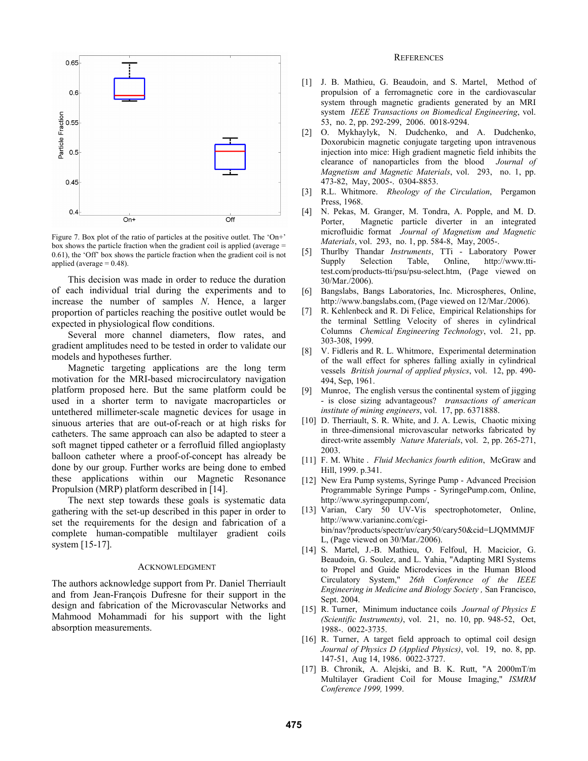0.65
0.6
0.55
0.5
0.45
0.4
Particle Fraction
On+
Off

Figure 7. Box plot of the ratio of particles at the positive outlet. The 'On+' box shows the particle fraction when the gradient coil is applied (average = 0.61), the 'Off' box shows the particle fraction when the gradient coil is not applied (average = 0.48).

This decision was made in order to reduce the duration of each individual trial during the experiments and to increase the number of samples *N*. Hence, a larger proportion of particles reaching the positive outlet would be expected in physiological flow conditions.

Several more channel diameters, flow rates, and gradient amplitudes need to be tested in order to validate our models and hypotheses further.

Magnetic targeting applications are the long term motivation for the MRI-based microcirculatory navigation platform proposed here. But the same platform could be used in a shorter term to navigate macroparticles or untethered millimeter-scale magnetic devices for usage in sinuous arteries that are out-of-reach or at high risks for catheters. The same approach can also be adapted to steer a soft magnet tipped catheter or a ferrofluid filled angioplasty balloon catheter where a proof-of-concept has already be done by our group. Further works are being done to embed these applications within our Magnetic Resonance Propulsion (MRP) platform described in [14].

The next step towards these goals is systematic data gathering with the set-up described in this paper in order to set the requirements for the design and fabrication of a complete human-compatible multilayer gradient coils system [15-17].

## Acknowledgment

The authors acknowledge support from Pr. Daniel Therriault and from Jean-François Dufresne for their support in the design and fabrication of the Microvascular Networks and Mahmood Mohammadi for his support with the light absorption measurements.

## References

[1] J. B. Mathieu, G. Beaudoin, and S. Martel, Method of propulsion of a ferromagnetic core in the cardiovascular system through magnetic gradients generated by an MRI system *IEEE Transactions on Biomedical Engineering*, vol. 53, no. 2, pp. 292-299, 2006. 0018-9294.

[2] O. Mykhaylyk, N. Dudchenko, and A. Dudchenko, Doxorubicin magnetic conjugate targeting upon intravenous injection into mice: High gradient magnetic field inhibits the clearance of nanoparticles from the blood *Journal of Magnetism and Magnetic Materials*, vol. 293, no. 1, pp. 473-82, May, 2005-. 0304-8853.

[3] R.L. Whitmore. *Rheology of the Circulation*, Pergamon Press, 1968.

[4] N. Pekas, M. Granger, M. Tondra, A. Popple, and M. D. Porter, Magnetic particle diverter in an integrated microfluidic format *Journal of Magnetism and Magnetic Materials*, vol. 293, no. 1, pp. 584-8, May, 2005-.

[5] Thurlby Thandar *Instruments*, TTi - Laboratory Power Supply Selection Table, Online, http://www.tti-test.com/products-tti/psu/psu-select.htm, (Page viewed on 30/Mar./2006).

[6] Bangslabs, Bangs Laboratories, Inc. Microspheres, Online, http://www.bangslabs.com, (Page viewed on 12/Mar./2006).

[7] R. Kehlenbeck and R. Di Felice, Empirical Relationships for the terminal Settling Velocity of sheres in cylindrical Columns *Chemical Engineering Technology*, vol. 21, pp. 303-308, 1999.

[8] V. Fidleris and R. L. Whitmore, Experimental determination of the wall effect for spheres falling axially in cylindrical vessels *British journal of applied physics*, vol. 12, pp. 490-494, Sep, 1961.

[9] Munroe, The english versus the continental system of jigging - is close sizing advantageous? *transactions of american institute of mining engineers*, vol. 17, pp. 6371888.

[10] D. Therriault, S. R. White, and J. A. Lewis, Chaotic mixing in three-dimensional microvascular networks fabricated by direct-write assembly *Nature Materials*, vol. 2, pp. 265-271, 2003.

[11] F. M. White . *Fluid Mechanics fourth edition*, McGraw and Hill, 1999. p.341.

[12] New Era Pump systems, Syringe Pump - Advanced Precision Programmable Syringe Pumps - SyringePump.com, Online, http://www.syringepump.com/,

[13] Varian, Cary 50 UV-Vis spectrophotometer, Online, http://www.varianinc.com/cgi-bin/nav?products/spectr/uv/cary50/cary50&cid=LJQMMMJFL, (Page viewed on 30/Mar./2006).

[14] S. Martel, J.-B. Mathieu, O. Felfoul, H. Macicior, G. Beaudoin, G. Soulez, and L. Yahia, "Adapting MRI Systems to Propel and Guide Microdevices in the Human Blood Circulatory System," *26th Conference of the IEEE Engineering in Medicine and Biology Society* , San Francisco, Sept. 2004.

[15] R. Turner, Minimum inductance coils *Journal of Physics E (Scientific Instruments)*, vol. 21, no. 10, pp. 948-52, Oct, 1988-. 0022-3735.

[16] R. Turner, A target field approach to optimal coil design *Journal of Physics D (Applied Physics)*, vol. 19, no. 8, pp. 147-51, Aug 14, 1986. 0022-3727.

[17] B. Chronik, A. Alejski, and B. K. Rutt, "A 2000mT/m Multilayer Gradient Coil for Mouse Imaging," *ISMRM Conference 1999,* 1999.